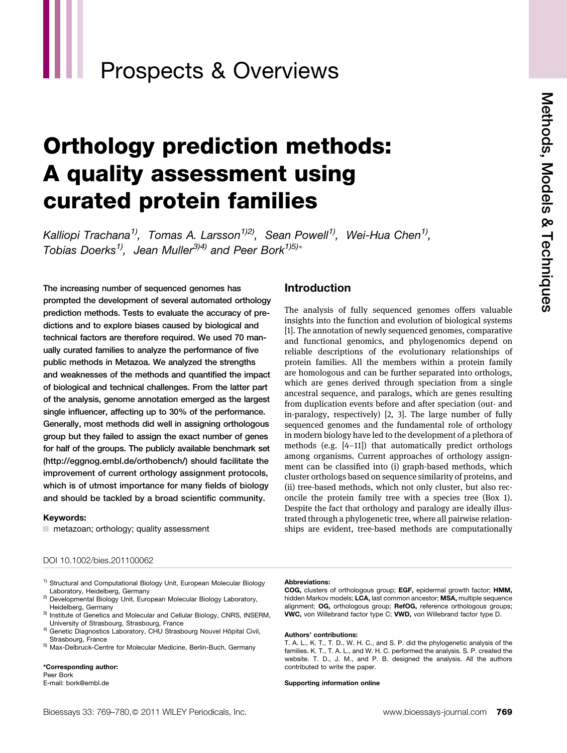Prospects & Overviews

# Orthology prediction methods: A quality assessment using curated protein families

*Kalliopi Trachana[1], Tomas A. Larsson[1,2], Sean Powell[1], Wei-Hua Chen[1], Tobias Doerks[1], Jean Muller[3,4] and Peer Bork[1,5]**

**The increasing number of sequenced genomes has prompted the development of several automated orthology prediction methods. Tests to evaluate the accuracy of predictions and to explore biases caused by biological and technical factors are therefore required. We used 70 manually curated families to analyze the performance of five public methods in Metazoa. We analyzed the strengths and weaknesses of the methods and quantified the impact of biological and technical challenges. From the latter part of the analysis, genome annotation emerged as the largest single influencer, affecting up to 30% of the performance. Generally, most methods did well in assigning orthologous group but they failed to assign the exact number of genes for half of the groups. The publicly available benchmark set (http://eggnog.embl.de/orthobench/) should facilitate the improvement of current orthology assignment protocols, which is of utmost importance for many fields of biology and should be tackled by a broad scientific community.**

**Keywords:**

metazoan; orthology; quality assessment

## Introduction

The analysis of fully sequenced genomes offers valuable insights into the function and evolution of biological systems [1]. The annotation of newly sequenced genomes, comparative and functional genomics, and phylogenomics depend on reliable descriptions of the evolutionary relationships of protein families. All the members within a protein family are homologous and can be further separated into orthologs, which are genes derived through speciation from a single ancestral sequence, and paralogs, which are genes resulting from duplication events before and after speciation (out- and in-paralogy, respectively) [2, 3]. The large number of fully sequenced genomes and the fundamental role of orthology in modern biology have led to the development of a plethora of methods (e.g. [4–11]) that automatically predict orthologs among organisms. Current approaches of orthology assignment can be classified into (i) graph-based methods, which cluster orthologs based on sequence similarity of proteins, and (ii) tree-based methods, which not only cluster, but also reconcile the protein family tree with a species tree (Box 1). Despite the fact that orthology and paralogy are ideally illustrated through a phylogenetic tree, where all pairwise relationships are evident, tree-based methods are computationally

DOI 10.1002/bies.201100062

[1] Structural and Computational Biology Unit, European Molecular Biology Laboratory, Heidelberg, Germany
[2] Developmental Biology Unit, European Molecular Biology Laboratory, Heidelberg, Germany
[3] Institute of Genetics and Molecular and Cellular Biology, CNRS, INSERM, University of Strasbourg, Strasbourg, France
[4] Genetic Diagnostics Laboratory, CHU Strasbourg Nouvel Hôpital Civil, Strasbourg, France
[5] Max-Delbruck-Centre for Molecular Medicine, Berlin-Buch, Germany

***Corresponding author:**
Peer Bork
E-mail: bork@embl.de

**Abbreviations:**
**COG,** clusters of orthologous group; **EGF,** epidermal growth factor; **HMM,** hidden Markov models; **LCA,** last common ancestor; **MSA,** multiple sequence alignment; **OG,** orthologous group; **RefOG,** reference orthologous groups; **VWC,** von Willebrand factor type C; **VWD,** von Willebrand factor type D.

**Authors' contributions:**
T. A. L., K. T., T. D., W. H. C., and S. P. did the phylogenetic analysis of the families. K. T., T. A. L., and W. H. C. performed the analysis. S. P. created the website. T. D., J. M., and P. B. designed the analysis. All the authors contributed to write the paper.

**Supporting information online**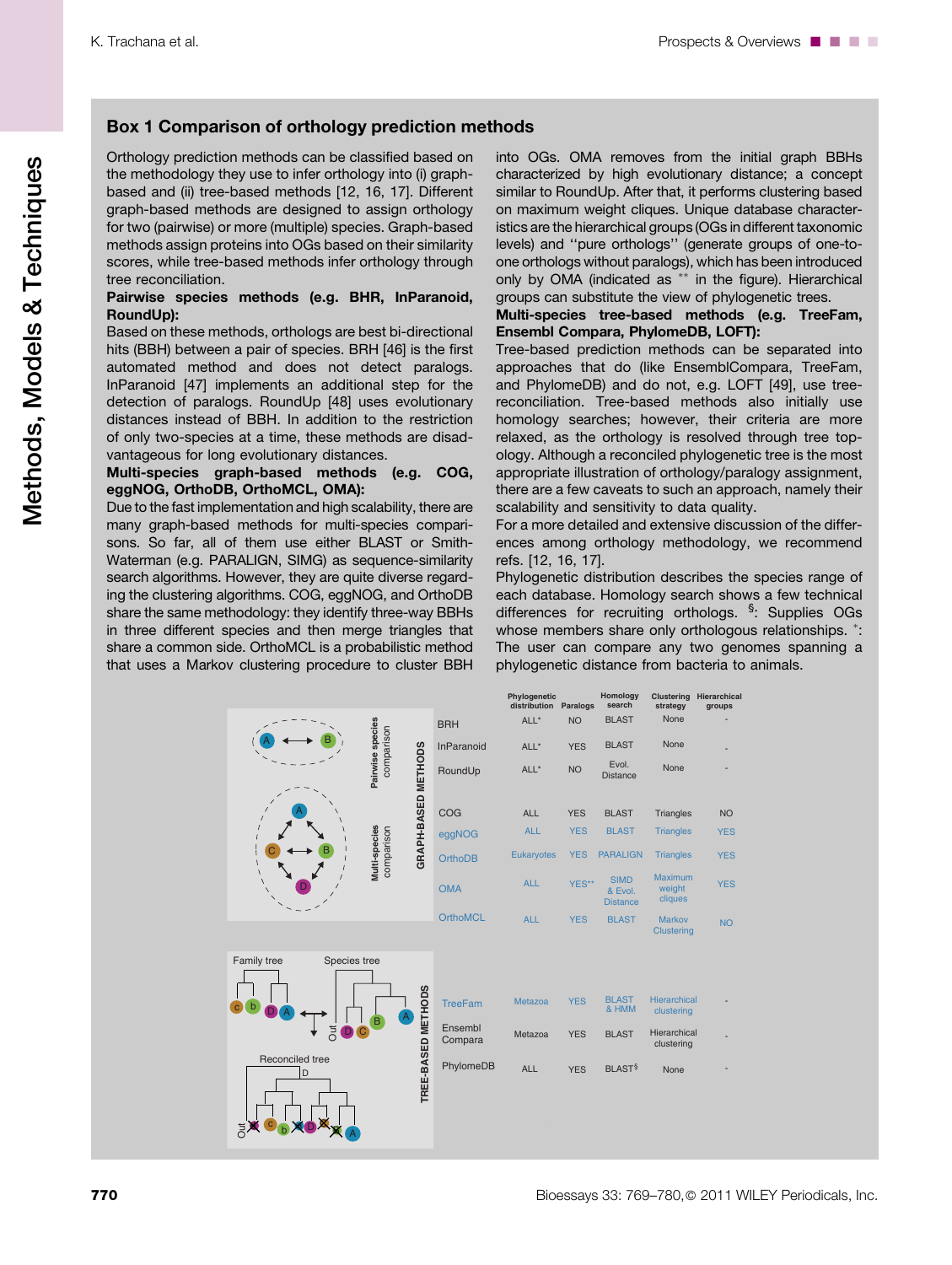## Box 1 Comparison of orthology prediction methods

Orthology prediction methods can be classified based on the methodology they use to infer orthology into (i) graph-based and (ii) tree-based methods [12, 16, 17]. Different graph-based methods are designed to assign orthology for two (pairwise) or more (multiple) species. Graph-based methods assign proteins into OGs based on their similarity scores, while tree-based methods infer orthology through tree reconciliation.

**Pairwise species methods (e.g. BHR, InParanoid, RoundUp):**
Based on these methods, orthologs are best bi-directional hits (BBH) between a pair of species. BRH [46] is the first automated method and does not detect paralogs. InParanoid [47] implements an additional step for the detection of paralogs. RoundUp [48] uses evolutionary distances instead of BBH. In addition to the restriction of only two-species at a time, these methods are disadvantageous for long evolutionary distances.

**Multi-species graph-based methods (e.g. COG, eggNOG, OrthoDB, OrthoMCL, OMA):**
Due to the fast implementation and high scalability, there are many graph-based methods for multi-species comparisons. So far, all of them use either BLAST or Smith-Waterman (e.g. PARALIGN, SIMG) as sequence-similarity search algorithms. However, they are quite diverse regarding the clustering algorithms. COG, eggNOG, and OrthoDB share the same methodology: they identify three-way BBHs in three different species and then merge triangles that share a common side. OrthoMCL is a probabilistic method that uses a Markov clustering procedure to cluster BBH into OGs. OMA removes from the initial graph BBHs characterized by high evolutionary distance; a concept similar to RoundUp. After that, it performs clustering based on maximum weight cliques. Unique database characteristics are the hierarchical groups (OGs in different taxonomic levels) and ''pure orthologs'' (generate groups of one-to-one orthologs without paralogs), which has been introduced only by OMA (indicated as ** in the figure). Hierarchical groups can substitute the view of phylogenetic trees.

**Multi-species tree-based methods (e.g. TreeFam, Ensembl Compara, PhylomeDB, LOFT):**
Tree-based prediction methods can be separated into approaches that do (like EnsemblCompara, TreeFam, and PhylomeDB) and do not, e.g. LOFT [49], use tree-reconciliation. Tree-based methods also initially use homology searches; however, their criteria are more relaxed, as the orthology is resolved through tree topology. Although a reconciled phylogenetic tree is the most appropriate illustration of orthology/paralogy assignment, there are a few caveats to such an approach, namely their scalability and sensitivity to data quality.

For a more detailed and extensive discussion of the differences among orthology methodology, we recommend refs. [12, 16, 17].

Phylogenetic distribution describes the species range of each database. Homology search shows a few technical differences for recruiting orthologs. §: Supplies OGs whose members share only orthologous relationships. *: The user can compare any two genomes spanning a phylogenetic distance from bacteria to animals.

| | | Phylogenetic distribution | Paralogs | Homology search | Clustering strategy | Hierarchical groups |
|---|---|---|---|---|---|---|
| GRAPH-BASED METHODS (Pairwise species comparison) | BRH | ALL* | NO | BLAST | None | - |
| | InParanoid | ALL* | YES | BLAST | None | - |
| | RoundUp | ALL* | NO | Evol. Distance | None | - |
| GRAPH-BASED METHODS (Multi-species comparison) | COG | ALL | YES | BLAST | Triangles | NO |
| | eggNOG | ALL | YES | BLAST | Triangles | YES |
| | OrthoDB | Eukaryotes | YES | PARALIGN | Triangles | YES |
| | OMA | ALL | YES** | SIMD & Evol. Distance | Maximum weight cliques | YES |
| | OrthoMCL | ALL | YES | BLAST | Markov Clustering | NO |
| TREE-BASED METHODS | TreeFam | Metazoa | YES | BLAST & HMM | Hierarchical clustering | - |
| | Ensembl Compara | Metazoa | YES | BLAST | Hierarchical clustering | - |
| | PhylomeDB | ALL | YES | BLAST§ | None | - |

Family tree
Species tree
Reconciled tree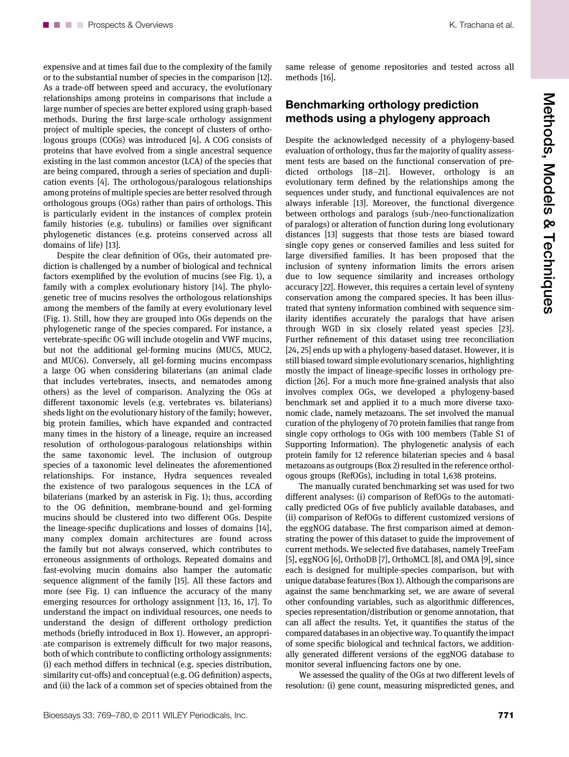expensive and at times fail due to the complexity of the family or to the substantial number of species in the comparison [12]. As a trade-off between speed and accuracy, the evolutionary relationships among proteins in comparisons that include a large number of species are better explored using graph-based methods. During the first large-scale orthology assignment project of multiple species, the concept of clusters of orthologous groups (COGs) was introduced [4]. A COG consists of proteins that have evolved from a single ancestral sequence existing in the last common ancestor (LCA) of the species that are being compared, through a series of speciation and duplication events [4]. The orthologous/paralogous relationships among proteins of multiple species are better resolved through orthologous groups (OGs) rather than pairs of orthologs. This is particularly evident in the instances of complex protein family histories (e.g. tubulins) or families over significant phylogenetic distances (e.g. proteins conserved across all domains of life) [13].

Despite the clear definition of OGs, their automated prediction is challenged by a number of biological and technical factors exemplified by the evolution of mucins (see Fig. 1), a family with a complex evolutionary history [14]. The phylogenetic tree of mucins resolves the orthologous relationships among the members of the family at every evolutionary level (Fig. 1). Still, how they are grouped into OGs depends on the phylogenetic range of the species compared. For instance, a vertebrate-specific OG will include otogelin and VWF mucins, but not the additional gel-forming mucins (MUC5, MUC2, and MUC6). Conversely, all gel-forming mucins encompass a large OG when considering bilaterians (an animal clade that includes vertebrates, insects, and nematodes among others) as the level of comparison. Analyzing the OGs at different taxonomic levels (e.g. vertebrates vs. bilaterians) sheds light on the evolutionary history of the family; however, big protein families, which have expanded and contracted many times in the history of a lineage, require an increased resolution of orthologous-paralogous relationships within the same taxonomic level. The inclusion of outgroup species of a taxonomic level delineates the aforementioned relationships. For instance, Hydra sequences revealed the existence of two paralogous sequences in the LCA of bilaterians (marked by an asterisk in Fig. 1); thus, according to the OG definition, membrane-bound and gel-forming mucins should be clustered into two different OGs. Despite the lineage-specific duplications and losses of domains [14], many complex domain architectures are found across the family but not always conserved, which contributes to erroneous assignments of orthologs. Repeated domains and fast-evolving mucin domains also hamper the automatic sequence alignment of the family [15]. All these factors and more (see Fig. 1) can influence the accuracy of the many emerging resources for orthology assignment [13, 16, 17]. To understand the impact on individual resources, one needs to understand the design of different orthology prediction methods (briefly introduced in Box 1). However, an appropriate comparison is extremely difficult for two major reasons, both of which contribute to conflicting orthology assignments: (i) each method differs in technical (e.g. species distribution, similarity cut-offs) and conceptual (e.g. OG definition) aspects, and (ii) the lack of a common set of species obtained from the same release of genome repositories and tested across all methods [16].

## Benchmarking orthology prediction methods using a phylogeny approach

Despite the acknowledged necessity of a phylogeny-based evaluation of orthology, thus far the majority of quality assessment tests are based on the functional conservation of predicted orthologs [18–21]. However, orthology is an evolutionary term defined by the relationships among the sequences under study, and functional equivalences are not always inferable [13]. Moreover, the functional divergence between orthologs and paralogs (sub-/neo-functionalization of paralogs) or alteration of function during long evolutionary distances [13] suggests that those tests are biased toward single copy genes or conserved families and less suited for large diversified families. It has been proposed that the inclusion of synteny information limits the errors arisen due to low sequence similarity and increases orthology accuracy [22]. However, this requires a certain level of synteny conservation among the compared species. It has been illustrated that synteny information combined with sequence similarity identifies accurately the paralogs that have arisen through WGD in six closely related yeast species [23]. Further refinement of this dataset using tree reconciliation [24, 25] ends up with a phylogeny-based dataset. However, it is still biased toward simple evolutionary scenarios, highlighting mostly the impact of lineage-specific losses in orthology prediction [26]. For a much more fine-grained analysis that also involves complex OGs, we developed a phylogeny-based benchmark set and applied it to a much more diverse taxonomic clade, namely metazoans. The set involved the manual curation of the phylogeny of 70 protein families that range from single copy orthologs to OGs with 100 members (Table S1 of Supporting Information). The phylogenetic analysis of each protein family for 12 reference bilaterian species and 4 basal metazoans as outgroups (Box 2) resulted in the reference orthologous groups (RefOGs), including in total 1,638 proteins.

The manually curated benchmarking set was used for two different analyses: (i) comparison of RefOGs to the automatically predicted OGs of five publicly available databases, and (ii) comparison of RefOGs to different customized versions of the eggNOG database. The first comparison aimed at demonstrating the power of this dataset to guide the improvement of current methods. We selected five databases, namely TreeFam [5], eggNOG [6], OrthoDB [7], OrthoMCL [8], and OMA [9], since each is designed for multiple-species comparison, but with unique database features (Box 1). Although the comparisons are against the same benchmarking set, we are aware of several other confounding variables, such as algorithmic differences, species representation/distribution or genome annotation, that can all affect the results. Yet, it quantifies the status of the compared databases in an objective way. To quantify the impact of some specific biological and technical factors, we additionally generated different versions of the eggNOG database to monitor several influencing factors one by one.

We assessed the quality of the OGs at two different levels of resolution: (i) gene count, measuring mispredicted genes, and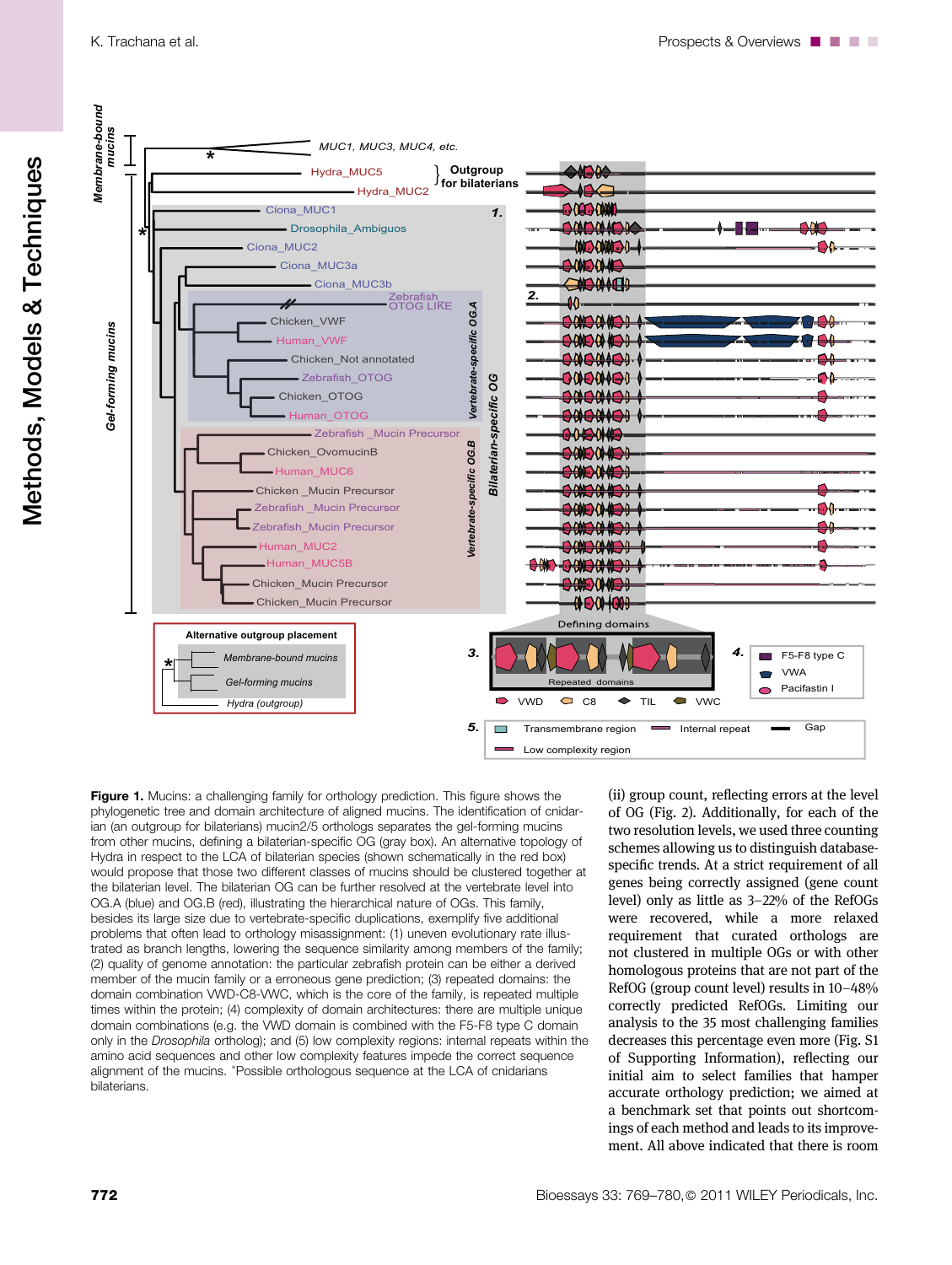**Figure 1.** Mucins: a challenging family for orthology prediction. This figure shows the phylogenetic tree and domain architecture of aligned mucins. The identification of cnidarian (an outgroup for bilaterians) mucin2/5 orthologs separates the gel-forming mucins from other mucins, defining a bilaterian-specific OG (gray box). An alternative topology of Hydra in respect to the LCA of bilaterian species (shown schematically in the red box) would propose that those two different classes of mucins should be clustered together at the bilaterian level. The bilaterian OG can be further resolved at the vertebrate level into OG.A (blue) and OG.B (red), illustrating the hierarchical nature of OGs. This family, besides its large size due to vertebrate-specific duplications, exemplify five additional problems that often lead to orthology misassignment: (1) uneven evolutionary rate illustrated as branch lengths, lowering the sequence similarity among members of the family; (2) quality of genome annotation: the particular zebrafish protein can be either a derived member of the mucin family or a erroneous gene prediction; (3) repeated domains: the domain combination VWD-C8-VWC, which is the core of the family, is repeated multiple times within the protein; (4) complexity of domain architectures: there are multiple unique domain combinations (e.g. the VWD domain is combined with the F5-F8 type C domain only in the *Drosophila* ortholog); and (5) low complexity regions: internal repeats within the amino acid sequences and other low complexity features impede the correct sequence alignment of the mucins. *Possible orthologous sequence at the LCA of cnidarians bilaterians.

(ii) group count, reflecting errors at the level of OG (Fig. 2). Additionally, for each of the two resolution levels, we used three counting schemes allowing us to distinguish database-specific trends. At a strict requirement of all genes being correctly assigned (gene count level) only as little as 3–22% of the RefOGs were recovered, while a more relaxed requirement that curated orthologs are not clustered in multiple OGs or with other homologous proteins that are not part of the RefOG (group count level) results in 10–48% correctly predicted RefOGs. Limiting our analysis to the 35 most challenging families decreases this percentage even more (Fig. S1 of Supporting Information), reflecting our initial aim to select families that hamper accurate orthology prediction; we aimed at a benchmark set that points out shortcomings of each method and leads to its improvement. All above indicated that there is room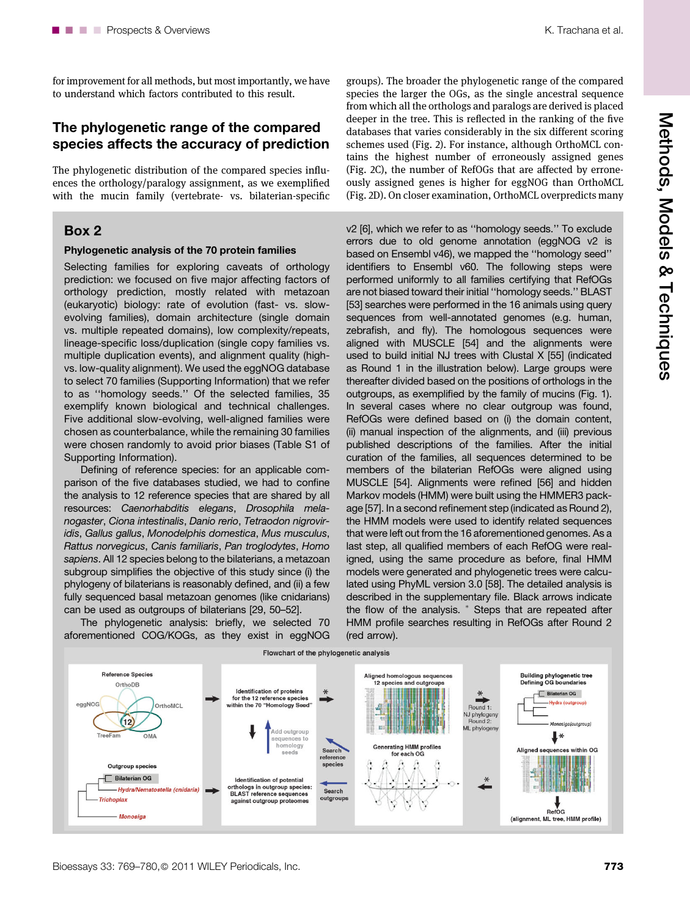for improvement for all methods, but most importantly, we have to understand which factors contributed to this result.

## The phylogenetic range of the compared species affects the accuracy of prediction

The phylogenetic distribution of the compared species influences the orthology/paralogy assignment, as we exemplified with the mucin family (vertebrate- vs. bilaterian-specific groups). The broader the phylogenetic range of the compared species the larger the OGs, as the single ancestral sequence from which all the orthologs and paralogs are derived is placed deeper in the tree. This is reflected in the ranking of the five databases that varies considerably in the six different scoring schemes used (Fig. 2). For instance, although OrthoMCL contains the highest number of erroneously assigned genes (Fig. 2C), the number of RefOGs that are affected by erroneously assigned genes is higher for eggNOG than OrthoMCL (Fig. 2D). On closer examination, OrthoMCL overpredicts many

## Box 2

### Phylogenetic analysis of the 70 protein families

Selecting families for exploring caveats of orthology prediction: we focused on five major affecting factors of orthology prediction, mostly related with metazoan (eukaryotic) biology: rate of evolution (fast- vs. slow-evolving families), domain architecture (single domain vs. multiple repeated domains), low complexity/repeats, lineage-specific loss/duplication (single copy families vs. multiple duplication events), and alignment quality (high- vs. low-quality alignment). We used the eggNOG database to select 70 families (Supporting Information) that we refer to as ''homology seeds.'' Of the selected families, 35 exemplify known biological and technical challenges. Five additional slow-evolving, well-aligned families were chosen as counterbalance, while the remaining 30 families were chosen randomly to avoid prior biases (Table S1 of Supporting Information).

Defining of reference species: for an applicable comparison of the five databases studied, we had to confine the analysis to 12 reference species that are shared by all resources: *Caenorhabditis elegans*, *Drosophila melanogaster*, *Ciona intestinalis*, *Danio rerio*, *Tetraodon nigroviridis*, *Gallus gallus*, *Monodelphis domestica*, *Mus musculus*, *Rattus norvegicus*, *Canis familiaris*, *Pan troglodytes*, *Homo sapiens*. All 12 species belong to the bilaterians, a metazoan subgroup simplifies the objective of this study since (i) the phylogeny of bilaterians is reasonably defined, and (ii) a few fully sequenced basal metazoan genomes (like cnidarians) can be used as outgroups of bilaterians [29, 50–52].

The phylogenetic analysis: briefly, we selected 70 aforementioned COG/KOGs, as they exist in eggNOG v2 [6], which we refer to as ''homology seeds.'' To exclude errors due to old genome annotation (eggNOG v2 is based on Ensembl v46), we mapped the ''homology seed'' identifiers to Ensembl v60. The following steps were performed uniformly to all families certifying that RefOGs are not biased toward their initial ''homology seeds.'' BLAST [53] searches were performed in the 16 animals using query sequences from well-annotated genomes (e.g. human, zebrafish, and fly). The homologous sequences were aligned with MUSCLE [54] and the alignments were used to build initial NJ trees with Clustal X [55] (indicated as Round 1 in the illustration below). Large groups were thereafter divided based on the positions of orthologs in the outgroups, as exemplified by the family of mucins (Fig. 1). In several cases where no clear outgroup was found, RefOGs were defined based on (i) the domain content, (ii) manual inspection of the alignments, and (iii) previous published descriptions of the families. After the initial curation of the families, all sequences determined to be members of the bilaterian RefOGs were aligned using MUSCLE [54]. Alignments were refined [56] and hidden Markov models (HMM) were built using the HMMER3 package [57]. In a second refinement step (indicated as Round 2), the HMM models were used to identify related sequences that were left out from the 16 aforementioned genomes. As a last step, all qualified members of each RefOG were realigned, using the same procedure as before, final HMM models were generated and phylogenetic trees were calculated using PhyML version 3.0 [58]. The detailed analysis is described in the supplementary file. Black arrows indicate the flow of the analysis. * Steps that are repeated after HMM profile searches resulting in RefOGs after Round 2 (red arrow).

Flowchart of the phylogenetic analysis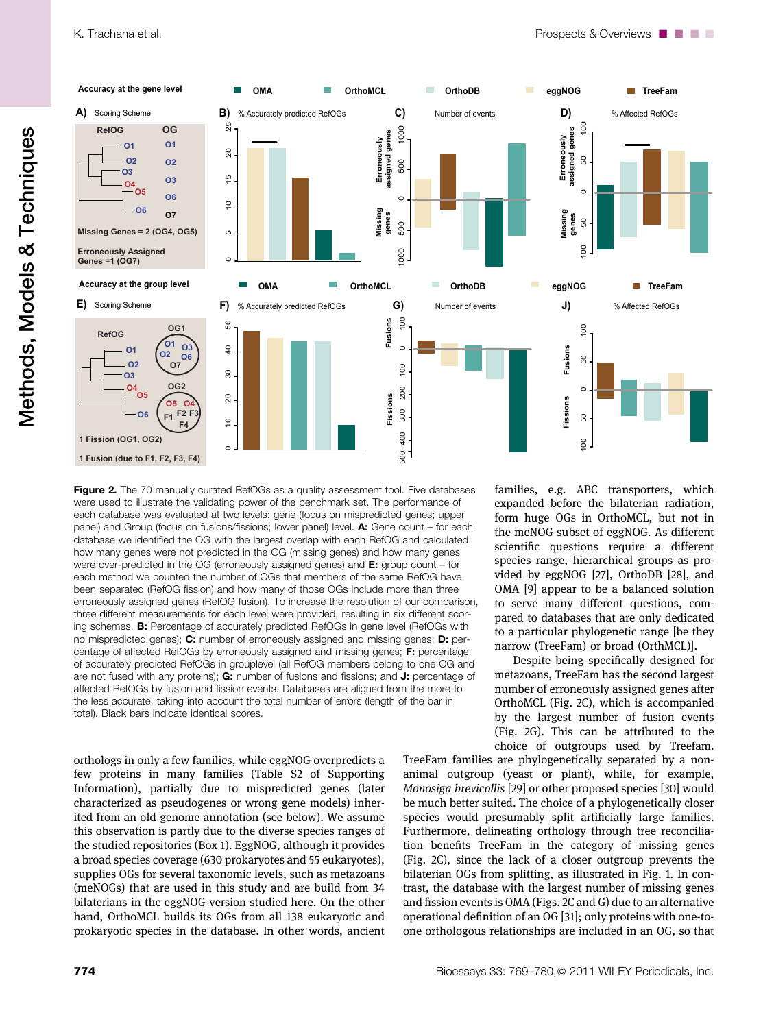**Figure 2.** The 70 manually curated RefOGs as a quality assessment tool. Five databases were used to illustrate the validating power of the benchmark set. The performance of each database was evaluated at two levels: gene (focus on mispredicted genes; upper panel) and Group (focus on fusions/fissions; lower panel) level. **A:** Gene count – for each database we identified the OG with the largest overlap with each RefOG and calculated how many genes were not predicted in the OG (missing genes) and how many genes were over-predicted in the OG (erroneously assigned genes) and **E:** group count – for each method we counted the number of OGs that members of the same RefOG have been separated (RefOG fission) and how many of those OGs include more than three erroneously assigned genes (RefOG fusion). To increase the resolution of our comparison, three different measurements for each level were provided, resulting in six different scoring schemes. **B:** Percentage of accurately predicted RefOGs in gene level (RefOGs with no mispredicted genes); **C:** number of erroneously assigned and missing genes; **D:** percentage of affected RefOGs by erroneously assigned and missing genes; **F:** percentage of accurately predicted RefOGs in grouplevel (all RefOG members belong to one OG and are not fused with any proteins); **G:** number of fusions and fissions; and **J:** percentage of affected RefOGs by fusion and fission events. Databases are aligned from the more to the less accurate, taking into account the total number of errors (length of the bar in total). Black bars indicate identical scores.

families, e.g. ABC transporters, which expanded before the bilaterian radiation, form huge OGs in OrthoMCL, but not in the meNOG subset of eggNOG. As different scientific questions require a different species range, hierarchical groups as provided by eggNOG [27], OrthoDB [28], and OMA [9] appear to be a balanced solution to serve many different questions, compared to databases that are only dedicated to a particular phylogenetic range [be they narrow (TreeFam) or broad (OrthMCL)].

Despite being specifically designed for metazoans, TreeFam has the second largest number of erroneously assigned genes after OrthoMCL (Fig. 2C), which is accompanied by the largest number of fusion events (Fig. 2G). This can be attributed to the choice of outgroups used by Treefam.

orthologs in only a few families, while eggNOG overpredicts a few proteins in many families (Table S2 of Supporting Information), partially due to mispredicted genes (later characterized as pseudogenes or wrong gene models) inherited from an old genome annotation (see below). We assume this observation is partly due to the diverse species ranges of the studied repositories (Box 1). EggNOG, although it provides a broad species coverage (630 prokaryotes and 55 eukaryotes), supplies OGs for several taxonomic levels, such as metazoans (meNOGs) that are used in this study and are build from 34 bilaterians in the eggNOG version studied here. On the other hand, OrthoMCL builds its OGs from all 138 eukaryotic and prokaryotic species in the database. In other words, ancient

TreeFam families are phylogenetically separated by a non-animal outgroup (yeast or plant), while, for example, *Monosiga brevicollis* [29] or other proposed species [30] would be much better suited. The choice of a phylogenetically closer species would presumably split artificially large families. Furthermore, delineating orthology through tree reconciliation benefits TreeFam in the category of missing genes (Fig. 2C), since the lack of a closer outgroup prevents the bilaterian OGs from splitting, as illustrated in Fig. 1. In contrast, the database with the largest number of missing genes and fission events is OMA (Figs. 2C and G) due to an alternative operational definition of an OG [31]; only proteins with one-to-one orthologous relationships are included in an OG, so that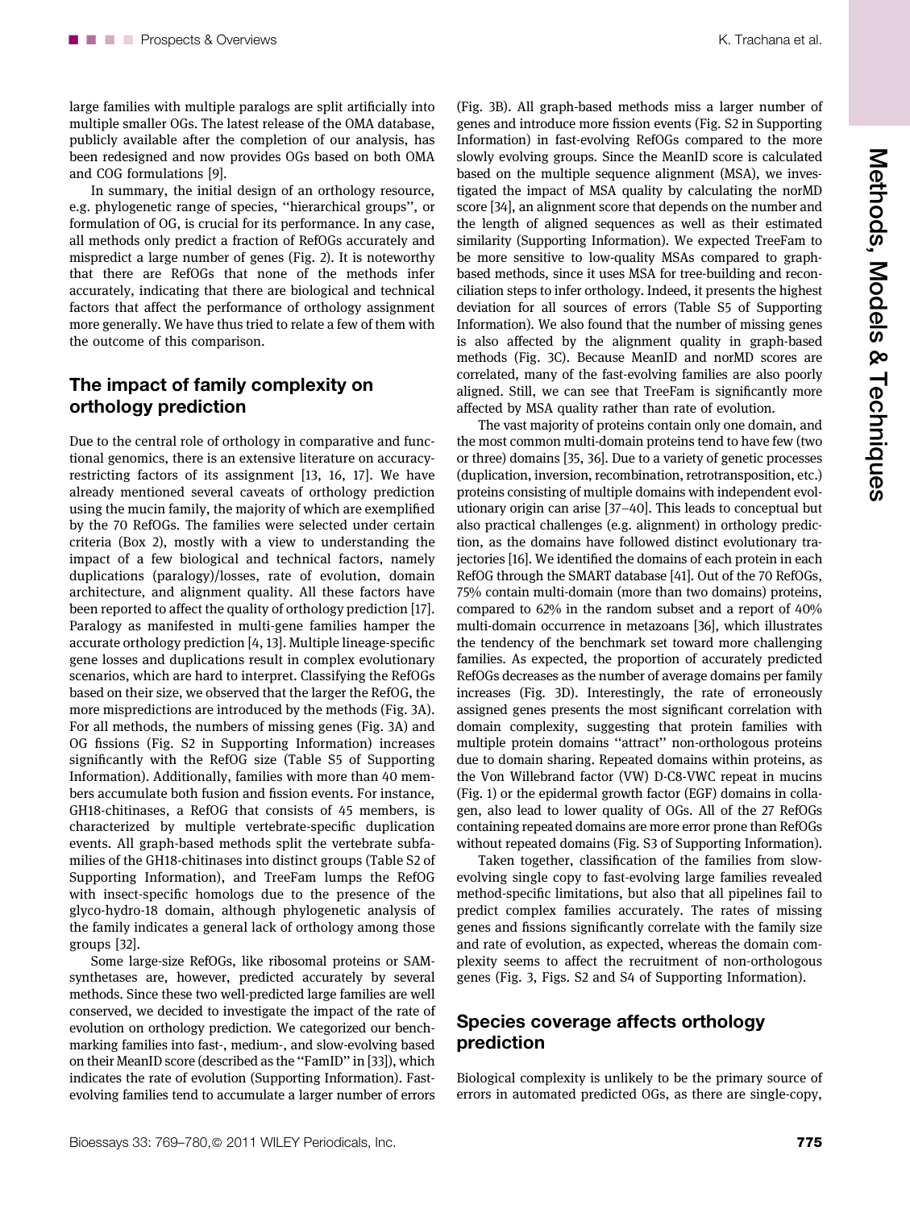large families with multiple paralogs are split artificially into multiple smaller OGs. The latest release of the OMA database, publicly available after the completion of our analysis, has been redesigned and now provides OGs based on both OMA and COG formulations [9].

In summary, the initial design of an orthology resource, e.g. phylogenetic range of species, "hierarchical groups", or formulation of OG, is crucial for its performance. In any case, all methods only predict a fraction of RefOGs accurately and mispredict a large number of genes (Fig. 2). It is noteworthy that there are RefOGs that none of the methods infer accurately, indicating that there are biological and technical factors that affect the performance of orthology assignment more generally. We have thus tried to relate a few of them with the outcome of this comparison.

## The impact of family complexity on orthology prediction

Due to the central role of orthology in comparative and functional genomics, there is an extensive literature on accuracy-restricting factors of its assignment [13, 16, 17]. We have already mentioned several caveats of orthology prediction using the mucin family, the majority of which are exemplified by the 70 RefOGs. The families were selected under certain criteria (Box 2), mostly with a view to understanding the impact of a few biological and technical factors, namely duplications (paralogy)/losses, rate of evolution, domain architecture, and alignment quality. All these factors have been reported to affect the quality of orthology prediction [17]. Paralogy as manifested in multi-gene families hamper the accurate orthology prediction [4, 13]. Multiple lineage-specific gene losses and duplications result in complex evolutionary scenarios, which are hard to interpret. Classifying the RefOGs based on their size, we observed that the larger the RefOG, the more mispredictions are introduced by the methods (Fig. 3A). For all methods, the numbers of missing genes (Fig. 3A) and OG fissions (Fig. S2 in Supporting Information) increases significantly with the RefOG size (Table S5 of Supporting Information). Additionally, families with more than 40 members accumulate both fusion and fission events. For instance, GH18-chitinases, a RefOG that consists of 45 members, is characterized by multiple vertebrate-specific duplication events. All graph-based methods split the vertebrate subfamilies of the GH18-chitinases into distinct groups (Table S2 of Supporting Information), and TreeFam lumps the RefOG with insect-specific homologs due to the presence of the glyco-hydro-18 domain, although phylogenetic analysis of the family indicates a general lack of orthology among those groups [32].

Some large-size RefOGs, like ribosomal proteins or SAM-synthetases are, however, predicted accurately by several methods. Since these two well-predicted large families are well conserved, we decided to investigate the impact of the rate of evolution on orthology prediction. We categorized our benchmarking families into fast-, medium-, and slow-evolving based on their MeanID score (described as the "FamID" in [33]), which indicates the rate of evolution (Supporting Information). Fast-evolving families tend to accumulate a larger number of errors (Fig. 3B). All graph-based methods miss a larger number of genes and introduce more fission events (Fig. S2 in Supporting Information) in fast-evolving RefOGs compared to the more slowly evolving groups. Since the MeanID score is calculated based on the multiple sequence alignment (MSA), we investigated the impact of MSA quality by calculating the norMD score [34], an alignment score that depends on the number and the length of aligned sequences as well as their estimated similarity (Supporting Information). We expected TreeFam to be more sensitive to low-quality MSAs compared to graph-based methods, since it uses MSA for tree-building and reconciliation steps to infer orthology. Indeed, it presents the highest deviation for all sources of errors (Table S5 of Supporting Information). We also found that the number of missing genes is also affected by the alignment quality in graph-based methods (Fig. 3C). Because MeanID and norMD scores are correlated, many of the fast-evolving families are also poorly aligned. Still, we can see that TreeFam is significantly more affected by MSA quality rather than rate of evolution.

The vast majority of proteins contain only one domain, and the most common multi-domain proteins tend to have few (two or three) domains [35, 36]. Due to a variety of genetic processes (duplication, inversion, recombination, retrotransposition, etc.) proteins consisting of multiple domains with independent evolutionary origin can arise [37–40]. This leads to conceptual but also practical challenges (e.g. alignment) in orthology prediction, as the domains have followed distinct evolutionary trajectories [16]. We identified the domains of each protein in each RefOG through the SMART database [41]. Out of the 70 RefOGs, 75% contain multi-domain (more than two domains) proteins, compared to 62% in the random subset and a report of 40% multi-domain occurrence in metazoans [36], which illustrates the tendency of the benchmark set toward more challenging families. As expected, the proportion of accurately predicted RefOGs decreases as the number of average domains per family increases (Fig. 3D). Interestingly, the rate of erroneously assigned genes presents the most significant correlation with domain complexity, suggesting that protein families with multiple protein domains "attract" non-orthologous proteins due to domain sharing. Repeated domains within proteins, as the Von Willebrand factor (VW) D-C8-VWC repeat in mucins (Fig. 1) or the epidermal growth factor (EGF) domains in collagen, also lead to lower quality of OGs. All of the 27 RefOGs containing repeated domains are more error prone than RefOGs without repeated domains (Fig. S3 of Supporting Information).

Taken together, classification of the families from slow-evolving single copy to fast-evolving large families revealed method-specific limitations, but also that all pipelines fail to predict complex families accurately. The rates of missing genes and fissions significantly correlate with the family size and rate of evolution, as expected, whereas the domain complexity seems to affect the recruitment of non-orthologous genes (Fig. 3, Figs. S2 and S4 of Supporting Information).

## Species coverage affects orthology prediction

Biological complexity is unlikely to be the primary source of errors in automated predicted OGs, as there are single-copy,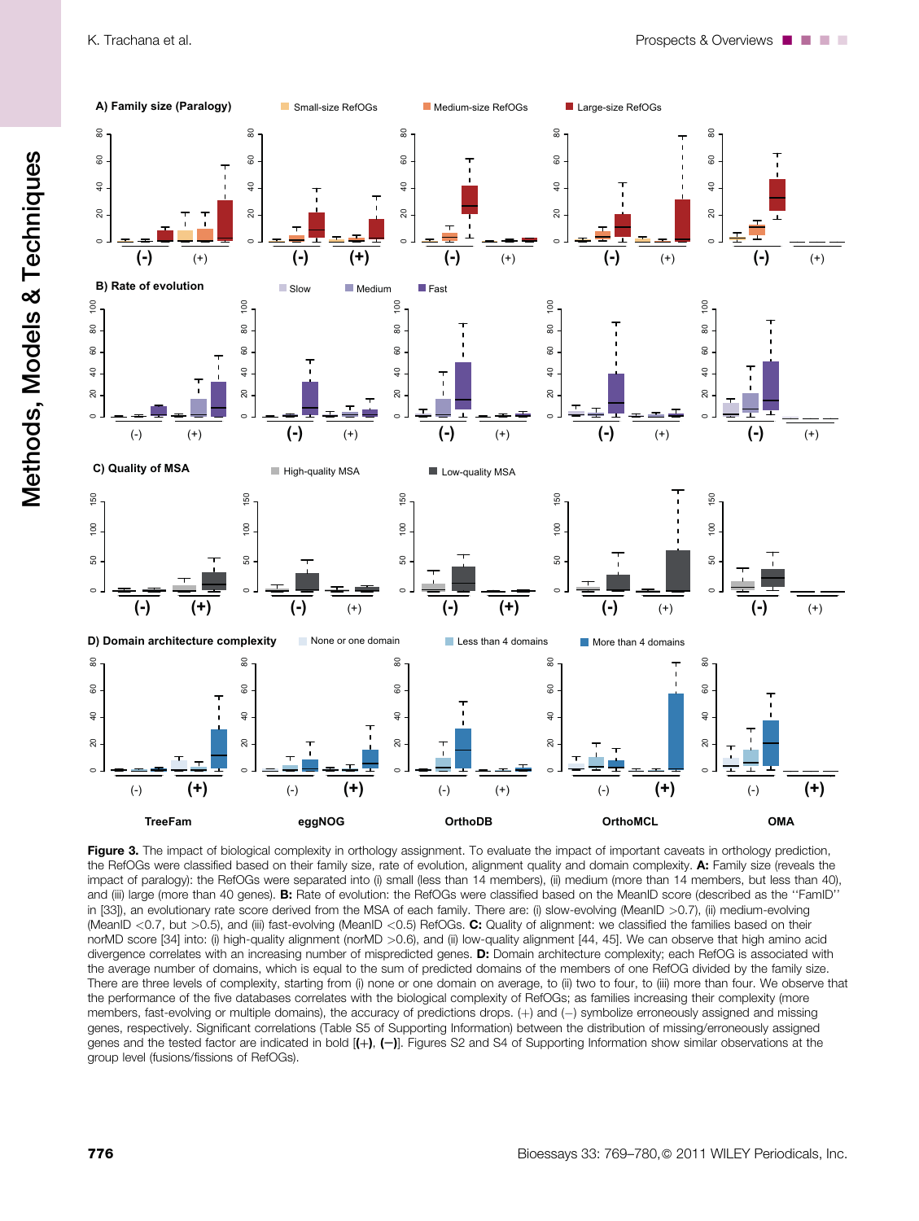**Figure 3.** The impact of biological complexity in orthology assignment. To evaluate the impact of important caveats in orthology prediction, the RefOGs were classified based on their family size, rate of evolution, alignment quality and domain complexity. **A:** Family size (reveals the impact of paralogy): the RefOGs were separated into (i) small (less than 14 members), (ii) medium (more than 14 members, but less than 40), and (iii) large (more than 40 genes). **B:** Rate of evolution: the RefOGs were classified based on the MeanID score (described as the ''FamID'' in [33]), an evolutionary rate score derived from the MSA of each family. There are: (i) slow-evolving (MeanID >0.7), (ii) medium-evolving (MeanID <0.7, but >0.5), and (iii) fast-evolving (MeanID <0.5) RefOGs. **C:** Quality of alignment: we classified the families based on their norMD score [34] into: (i) high-quality alignment (norMD >0.6), and (ii) low-quality alignment [44, 45]. We can observe that high amino acid divergence correlates with an increasing number of mispredicted genes. **D:** Domain architecture complexity; each RefOG is associated with the average number of domains, which is equal to the sum of predicted domains of the members of one RefOG divided by the family size. There are three levels of complexity, starting from (i) none or one domain on average, to (ii) two to four, to (iii) more than four. We observe that the performance of the five databases correlates with the biological complexity of RefOGs; as families increasing their complexity (more members, fast-evolving or multiple domains), the accuracy of predictions drops. (+) and (–) symbolize erroneously assigned and missing genes, respectively. Significant correlations (Table S5 of Supporting Information) between the distribution of missing/erroneously assigned genes and the tested factor are indicated in bold [**(+)**, **(–)**]. Figures S2 and S4 of Supporting Information show similar observations at the group level (fusions/fissions of RefOGs).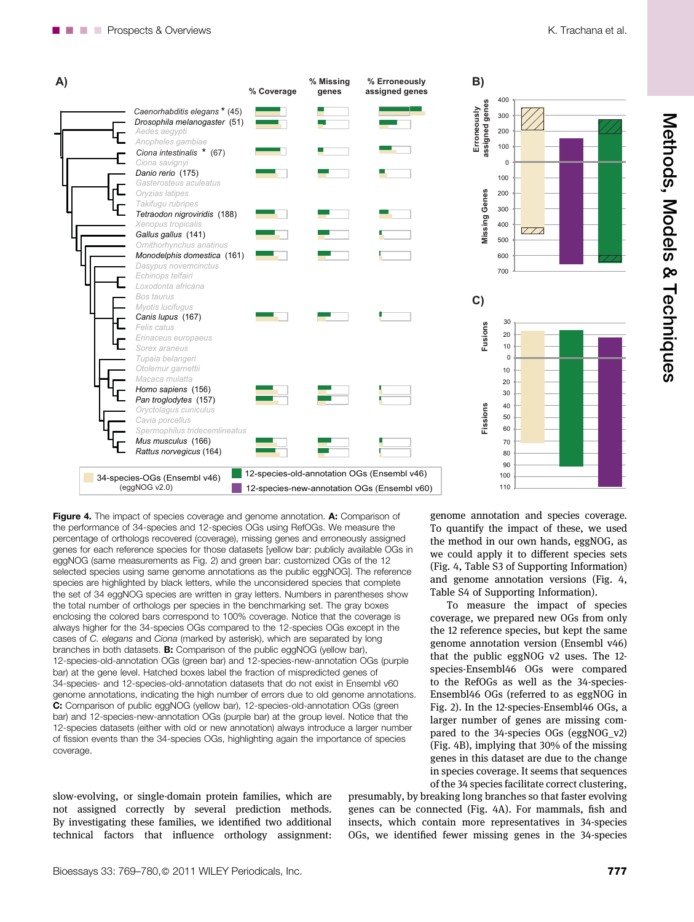**Figure 4.** The impact of species coverage and genome annotation. **A:** Comparison of the performance of 34-species and 12-species OGs using RefOGs. We measure the percentage of orthologs recovered (coverage), missing genes and erroneously assigned genes for each reference species for those datasets [yellow bar: publicly available OGs in eggNOG (same measurements as Fig. 2) and green bar: customized OGs of the 12 selected species using same genome annotations as the public eggNOG]. The reference species are highlighted by black letters, while the unconsidered species that complete the set of 34 eggNOG species are written in gray letters. Numbers in parentheses show the total number of orthologs per species in the benchmarking set. The gray boxes enclosing the colored bars correspond to 100% coverage. Notice that the coverage is always higher for the 34-species OGs compared to the 12-species OGs except in the cases of *C. elegans* and *Ciona* (marked by asterisk), which are separated by long branches in both datasets. **B:** Comparison of the public eggNOG (yellow bar), 12-species-old-annotation OGs (green bar) and 12-species-new-annotation OGs (purple bar) at the gene level. Hatched boxes label the fraction of mispredicted genes of 34-species- and 12-species-old-annotation datasets that do not exist in Ensembl v60 genome annotations, indicating the high number of errors due to old genome annotations. **C:** Comparison of public eggNOG (yellow bar), 12-species-old-annotation OGs (green bar) and 12-species-new-annotation OGs (purple bar) at the group level. Notice that the 12-species datasets (either with old or new annotation) always introduce a larger number of fission events than the 34-species OGs, highlighting again the importance of species coverage.

slow-evolving, or single-domain protein families, which are not assigned correctly by several prediction methods. By investigating these families, we identified two additional technical factors that influence orthology assignment: genome annotation and species coverage. To quantify the impact of these, we used the method in our own hands, eggNOG, as we could apply it to different species sets (Fig. 4, Table S3 of Supporting Information) and genome annotation versions (Fig. 4, Table S4 of Supporting Information).

To measure the impact of species coverage, we prepared new OGs from only the 12 reference species, but kept the same genome annotation version (Ensembl v46) that the public eggNOG v2 uses. The 12-species-Ensembl46 OGs were compared to the RefOGs as well as the 34-species-Ensembl46 OGs (referred to as eggNOG in Fig. 2). In the 12-species-Ensembl46 OGs, a larger number of genes are missing compared to the 34-species OGs (eggNOG_v2) (Fig. 4B), implying that 30% of the missing genes in this dataset are due to the change in species coverage. It seems that sequences of the 34 species facilitate correct clustering, presumably, by breaking long branches so that faster evolving genes can be connected (Fig. 4A). For mammals, fish and insects, which contain more representatives in 34-species OGs, we identified fewer missing genes in the 34-species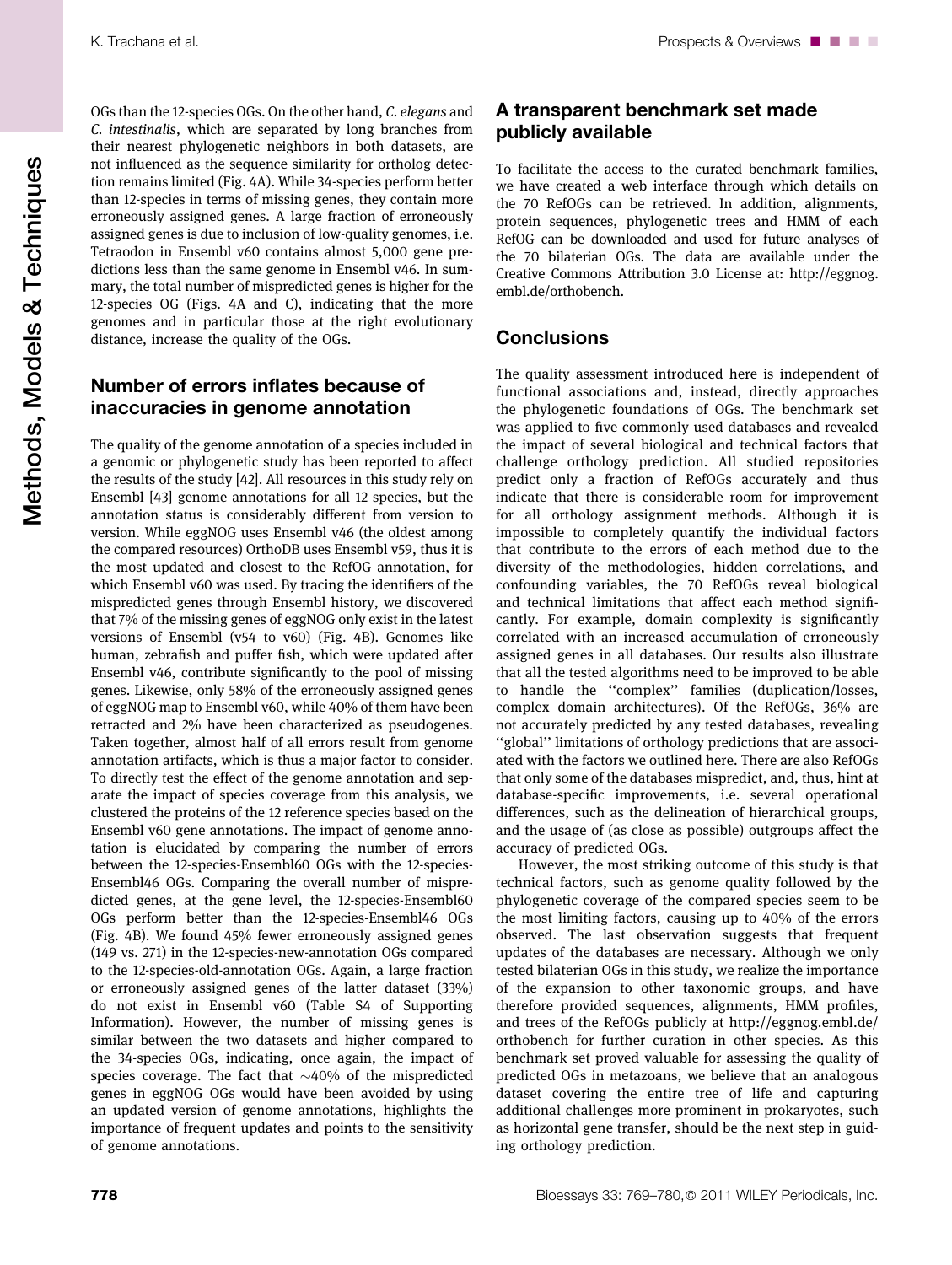OGs than the 12-species OGs. On the other hand, *C. elegans* and *C. intestinalis*, which are separated by long branches from their nearest phylogenetic neighbors in both datasets, are not influenced as the sequence similarity for ortholog detection remains limited (Fig. 4A). While 34-species perform better than 12-species in terms of missing genes, they contain more erroneously assigned genes. A large fraction of erroneously assigned genes is due to inclusion of low-quality genomes, i.e. Tetraodon in Ensembl v60 contains almost 5,000 gene predictions less than the same genome in Ensembl v46. In summary, the total number of mispredicted genes is higher for the 12-species OG (Figs. 4A and C), indicating that the more genomes and in particular those at the right evolutionary distance, increase the quality of the OGs.

## Number of errors inflates because of inaccuracies in genome annotation

The quality of the genome annotation of a species included in a genomic or phylogenetic study has been reported to affect the results of the study [42]. All resources in this study rely on Ensembl [43] genome annotations for all 12 species, but the annotation status is considerably different from version to version. While eggNOG uses Ensembl v46 (the oldest among the compared resources) OrthoDB uses Ensembl v59, thus it is the most updated and closest to the RefOG annotation, for which Ensembl v60 was used. By tracing the identifiers of the mispredicted genes through Ensembl history, we discovered that 7% of the missing genes of eggNOG only exist in the latest versions of Ensembl (v54 to v60) (Fig. 4B). Genomes like human, zebrafish and puffer fish, which were updated after Ensembl v46, contribute significantly to the pool of missing genes. Likewise, only 58% of the erroneously assigned genes of eggNOG map to Ensembl v60, while 40% of them have been retracted and 2% have been characterized as pseudogenes. Taken together, almost half of all errors result from genome annotation artifacts, which is thus a major factor to consider. To directly test the effect of the genome annotation and separate the impact of species coverage from this analysis, we clustered the proteins of the 12 reference species based on the Ensembl v60 gene annotations. The impact of genome annotation is elucidated by comparing the number of errors between the 12-species-Ensembl60 OGs with the 12-species-Ensembl46 OGs. Comparing the overall number of mispredicted genes, at the gene level, the 12-species-Ensembl60 OGs perform better than the 12-species-Ensembl46 OGs (Fig. 4B). We found 45% fewer erroneously assigned genes (149 vs. 271) in the 12-species-new-annotation OGs compared to the 12-species-old-annotation OGs. Again, a large fraction or erroneously assigned genes of the latter dataset (33%) do not exist in Ensembl v60 (Table S4 of Supporting Information). However, the number of missing genes is similar between the two datasets and higher compared to the 34-species OGs, indicating, once again, the impact of species coverage. The fact that ~40% of the mispredicted genes in eggNOG OGs would have been avoided by using an updated version of genome annotations, highlights the importance of frequent updates and points to the sensitivity of genome annotations.

## A transparent benchmark set made publicly available

To facilitate the access to the curated benchmark families, we have created a web interface through which details on the 70 RefOGs can be retrieved. In addition, alignments, protein sequences, phylogenetic trees and HMM of each RefOG can be downloaded and used for future analyses of the 70 bilaterian OGs. The data are available under the Creative Commons Attribution 3.0 License at: http://eggnog.embl.de/orthobench.

## Conclusions

The quality assessment introduced here is independent of functional associations and, instead, directly approaches the phylogenetic foundations of OGs. The benchmark set was applied to five commonly used databases and revealed the impact of several biological and technical factors that challenge orthology prediction. All studied repositories predict only a fraction of RefOGs accurately and thus indicate that there is considerable room for improvement for all orthology assignment methods. Although it is impossible to completely quantify the individual factors that contribute to the errors of each method due to the diversity of the methodologies, hidden correlations, and confounding variables, the 70 RefOGs reveal biological and technical limitations that affect each method significantly. For example, domain complexity is significantly correlated with an increased accumulation of erroneously assigned genes in all databases. Our results also illustrate that all the tested algorithms need to be improved to be able to handle the "complex" families (duplication/losses, complex domain architectures). Of the RefOGs, 36% are not accurately predicted by any tested databases, revealing "global" limitations of orthology predictions that are associated with the factors we outlined here. There are also RefOGs that only some of the databases mispredict, and, thus, hint at database-specific improvements, i.e. several operational differences, such as the delineation of hierarchical groups, and the usage of (as close as possible) outgroups affect the accuracy of predicted OGs.

However, the most striking outcome of this study is that technical factors, such as genome quality followed by the phylogenetic coverage of the compared species seem to be the most limiting factors, causing up to 40% of the errors observed. The last observation suggests that frequent updates of the databases are necessary. Although we only tested bilaterian OGs in this study, we realize the importance of the expansion to other taxonomic groups, and have therefore provided sequences, alignments, HMM profiles, and trees of the RefOGs publicly at http://eggnog.embl.de/orthobench for further curation in other species. As this benchmark set proved valuable for assessing the quality of predicted OGs in metazoans, we believe that an analogous dataset covering the entire tree of life and capturing additional challenges more prominent in prokaryotes, such as horizontal gene transfer, should be the next step in guiding orthology prediction.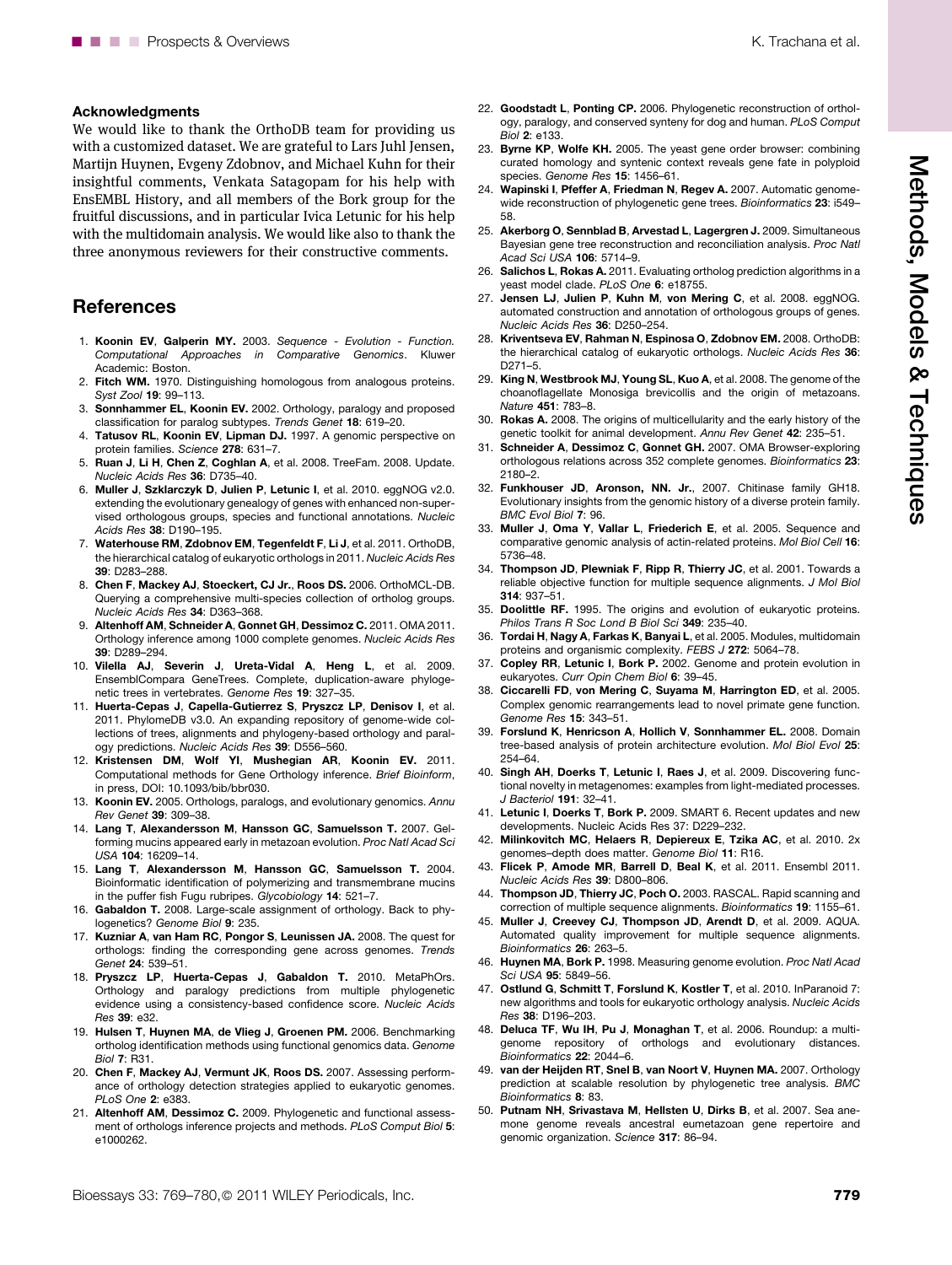## Acknowledgments

We would like to thank the OrthoDB team for providing us with a customized dataset. We are grateful to Lars Juhl Jensen, Martijn Huynen, Evgeny Zdobnov, and Michael Kuhn for their insightful comments, Venkata Satagopam for his help with EnsEMBL History, and all members of the Bork group for the fruitful discussions, and in particular Ivica Letunic for his help with the multidomain analysis. We would like also to thank the three anonymous reviewers for their constructive comments.

## References

1. **Koonin EV**, **Galperin MY.** 2003. *Sequence - Evolution - Function. Computational Approaches in Comparative Genomics*. Kluwer Academic: Boston.
2. **Fitch WM.** 1970. Distinguishing homologous from analogous proteins. *Syst Zool* **19**: 99–113.
3. **Sonnhammer EL**, **Koonin EV.** 2002. Orthology, paralogy and proposed classification for paralog subtypes. *Trends Genet* **18**: 619–20.
4. **Tatusov RL**, **Koonin EV**, **Lipman DJ.** 1997. A genomic perspective on protein families. *Science* **278**: 631–7.
5. **Ruan J**, **Li H**, **Chen Z**, **Coghlan A**, et al. 2008. TreeFam. 2008. Update. *Nucleic Acids Res* **36**: D735–40.
6. **Muller J**, **Szklarczyk D**, **Julien P**, **Letunic I**, et al. 2010. eggNOG v2.0. extending the evolutionary genealogy of genes with enhanced non-supervised orthologous groups, species and functional annotations. *Nucleic Acids Res* **38**: D190–195.
7. **Waterhouse RM**, **Zdobnov EM**, **Tegenfeldt F**, **Li J**, et al. 2011. OrthoDB, the hierarchical catalog of eukaryotic orthologs in 2011. *Nucleic Acids Res* **39**: D283–288.
8. **Chen F**, **Mackey AJ**, **Stoeckert, CJ Jr.**, **Roos DS.** 2006. OrthoMCL-DB. Querying a comprehensive multi-species collection of ortholog groups. *Nucleic Acids Res* **34**: D363–368.
9. **Altenhoff AM**, **Schneider A**, **Gonnet GH**, **Dessimoz C.** 2011. OMA 2011. Orthology inference among 1000 complete genomes. *Nucleic Acids Res* **39**: D289–294.
10. **Vilella AJ**, **Severin J**, **Ureta-Vidal A**, **Heng L**, et al. 2009. EnsemblCompara GeneTrees. Complete, duplication-aware phylogenetic trees in vertebrates. *Genome Res* **19**: 327–35.
11. **Huerta-Cepas J**, **Capella-Gutierrez S**, **Pryszcz LP**, **Denisov I**, et al. 2011. PhylomeDB v3.0. An expanding repository of genome-wide collections of trees, alignments and phylogeny-based orthology and paralogy predictions. *Nucleic Acids Res* **39**: D556–560.
12. **Kristensen DM**, **Wolf YI**, **Mushegian AR**, **Koonin EV.** 2011. Computational methods for Gene Orthology inference. *Brief Bioinform*, in press, DOI: 10.1093/bib/bbr030.
13. **Koonin EV.** 2005. Orthologs, paralogs, and evolutionary genomics. *Annu Rev Genet* **39**: 309–38.
14. **Lang T**, **Alexandersson M**, **Hansson GC**, **Samuelsson T.** 2007. Gel-forming mucins appeared early in metazoan evolution. *Proc Natl Acad Sci USA* **104**: 16209–14.
15. **Lang T**, **Alexandersson M**, **Hansson GC**, **Samuelsson T.** 2004. Bioinformatic identification of polymerizing and transmembrane mucins in the puffer fish Fugu rubripes. *Glycobiology* **14**: 521–7.
16. **Gabaldon T.** 2008. Large-scale assignment of orthology. Back to phylogenetics? *Genome Biol* **9**: 235.
17. **Kuzniar A**, **van Ham RC**, **Pongor S**, **Leunissen JA.** 2008. The quest for orthologs: finding the corresponding gene across genomes. *Trends Genet* **24**: 539–51.
18. **Pryszcz LP**, **Huerta-Cepas J**, **Gabaldon T.** 2010. MetaPhOrs. Orthology and paralogy predictions from multiple phylogenetic evidence using a consistency-based confidence score. *Nucleic Acids Res* **39**: e32.
19. **Hulsen T**, **Huynen MA**, **de Vlieg J**, **Groenen PM.** 2006. Benchmarking ortholog identification methods using functional genomics data. *Genome Biol* **7**: R31.
20. **Chen F**, **Mackey AJ**, **Vermunt JK**, **Roos DS.** 2007. Assessing performance of orthology detection strategies applied to eukaryotic genomes. *PLoS One* **2**: e383.
21. **Altenhoff AM**, **Dessimoz C.** 2009. Phylogenetic and functional assessment of orthologs inference projects and methods. *PLoS Comput Biol* **5**: e1000262.
22. **Goodstadt L**, **Ponting CP.** 2006. Phylogenetic reconstruction of orthology, paralogy, and conserved synteny for dog and human. *PLoS Comput Biol* **2**: e133.
23. **Byrne KP**, **Wolfe KH.** 2005. The yeast gene order browser: combining curated homology and syntenic context reveals gene fate in polyploid species. *Genome Res* **15**: 1456–61.
24. **Wapinski I**, **Pfeffer A**, **Friedman N**, **Regev A.** 2007. Automatic genome-wide reconstruction of phylogenetic gene trees. *Bioinformatics* **23**: i549–58.
25. **Akerborg O**, **Sennblad B**, **Arvestad L**, **Lagergren J.** 2009. Simultaneous Bayesian gene tree reconstruction and reconciliation analysis. *Proc Natl Acad Sci USA* **106**: 5714–9.
26. **Salichos L**, **Rokas A.** 2011. Evaluating ortholog prediction algorithms in a yeast model clade. *PLoS One* **6**: e18755.
27. **Jensen LJ**, **Julien P**, **Kuhn M**, **von Mering C**, et al. 2008. eggNOG. automated construction and annotation of orthologous groups of genes. *Nucleic Acids Res* **36**: D250–254.
28. **Kriventseva EV**, **Rahman N**, **Espinosa O**, **Zdobnov EM.** 2008. OrthoDB: the hierarchical catalog of eukaryotic orthologs. *Nucleic Acids Res* **36**: D271–5.
29. **King N**, **Westbrook MJ**, **Young SL**, **Kuo A**, et al. 2008. The genome of the choanoflagellate Monosiga brevicollis and the origin of metazoans. *Nature* **451**: 783–8.
30. **Rokas A.** 2008. The origins of multicellularity and the early history of the genetic toolkit for animal development. *Annu Rev Genet* **42**: 235–51.
31. **Schneider A**, **Dessimoz C**, **Gonnet GH.** 2007. OMA Browser-exploring orthologous relations across 352 complete genomes. *Bioinformatics* **23**: 2180–2.
32. **Funkhouser JD**, **Aronson, NN. Jr.**, 2007. Chitinase family GH18. Evolutionary insights from the genomic history of a diverse protein family. *BMC Evol Biol* **7**: 96.
33. **Muller J**, **Oma Y**, **Vallar L**, **Friederich E**, et al. 2005. Sequence and comparative genomic analysis of actin-related proteins. *Mol Biol Cell* **16**: 5736–48.
34. **Thompson JD**, **Plewniak F**, **Ripp R**, **Thierry JC**, et al. 2001. Towards a reliable objective function for multiple sequence alignments. *J Mol Biol* **314**: 937–51.
35. **Doolittle RF.** 1995. The origins and evolution of eukaryotic proteins. *Philos Trans R Soc Lond B Biol Sci* **349**: 235–40.
36. **Tordai H**, **Nagy A**, **Farkas K**, **Banyai L**, et al. 2005. Modules, multidomain proteins and organismic complexity. *FEBS J* **272**: 5064–78.
37. **Copley RR**, **Letunic I**, **Bork P.** 2002. Genome and protein evolution in eukaryotes. *Curr Opin Chem Biol* **6**: 39–45.
38. **Ciccarelli FD**, **von Mering C**, **Suyama M**, **Harrington ED**, et al. 2005. Complex genomic rearrangements lead to novel primate gene function. *Genome Res* **15**: 343–51.
39. **Forslund K**, **Henricson A**, **Hollich V**, **Sonnhammer EL.** 2008. Domain tree-based analysis of protein architecture evolution. *Mol Biol Evol* **25**: 254–64.
40. **Singh AH**, **Doerks T**, **Letunic I**, **Raes J**, et al. 2009. Discovering functional novelty in metagenomes: examples from light-mediated processes. *J Bacteriol* **191**: 32–41.
41. **Letunic I**, **Doerks T**, **Bork P.** 2009. SMART 6. Recent updates and new developments. Nucleic Acids Res 37: D229–232.
42. **Milinkovitch MC**, **Helaers R**, **Depiereux E**, **Tzika AC**, et al. 2010. 2x genomes–depth does matter. *Genome Biol* **11**: R16.
43. **Flicek P**, **Amode MR**, **Barrell D**, **Beal K**, et al. 2011. Ensembl 2011. *Nucleic Acids Res* **39**: D800–806.
44. **Thompson JD**, **Thierry JC**, **Poch O.** 2003. RASCAL. Rapid scanning and correction of multiple sequence alignments. *Bioinformatics* **19**: 1155–61.
45. **Muller J**, **Creevey CJ**, **Thompson JD**, **Arendt D**, et al. 2009. AQUA. Automated quality improvement for multiple sequence alignments. *Bioinformatics* **26**: 263–5.
46. **Huynen MA**, **Bork P.** 1998. Measuring genome evolution. *Proc Natl Acad Sci USA* **95**: 5849–56.
47. **Ostlund G**, **Schmitt T**, **Forslund K**, **Kostler T**, et al. 2010. InParanoid 7: new algorithms and tools for eukaryotic orthology analysis. *Nucleic Acids Res* **38**: D196–203.
48. **Deluca TF**, **Wu IH**, **Pu J**, **Monaghan T**, et al. 2006. Roundup: a multi-genome repository of orthologs and evolutionary distances. *Bioinformatics* **22**: 2044–6.
49. **van der Heijden RT**, **Snel B**, **van Noort V**, **Huynen MA.** 2007. Orthology prediction at scalable resolution by phylogenetic tree analysis. *BMC Bioinformatics* **8**: 83.
50. **Putnam NH**, **Srivastava M**, **Hellsten U**, **Dirks B**, et al. 2007. Sea anemone genome reveals ancestral eumetazoan gene repertoire and genomic organization. *Science* **317**: 86–94.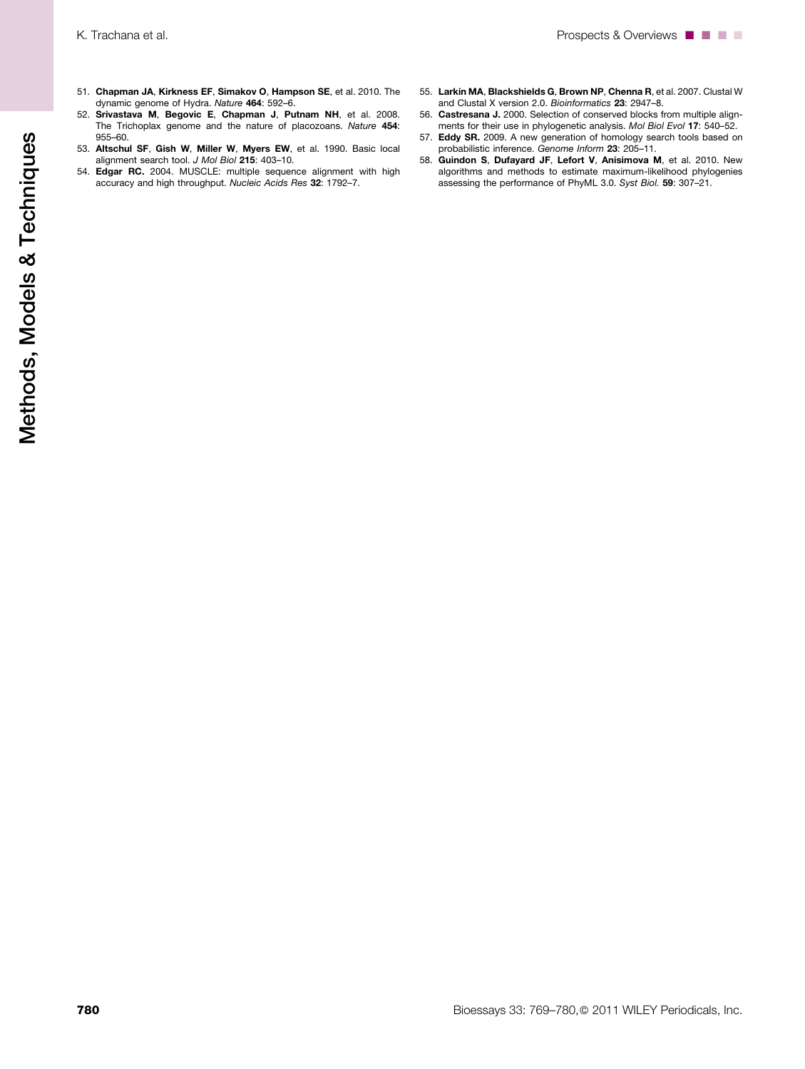51. **Chapman JA**, **Kirkness EF**, **Simakov O**, **Hampson SE**, et al. 2010. The dynamic genome of Hydra. *Nature* **464**: 592–6.
52. **Srivastava M**, **Begovic E**, **Chapman J**, **Putnam NH**, et al. 2008. The Trichoplax genome and the nature of placozoans. *Nature* **454**: 955–60.
53. **Altschul SF**, **Gish W**, **Miller W**, **Myers EW**, et al. 1990. Basic local alignment search tool. *J Mol Biol* **215**: 403–10.
54. **Edgar RC.** 2004. MUSCLE: multiple sequence alignment with high accuracy and high throughput. *Nucleic Acids Res* **32**: 1792–7.
55. **Larkin MA**, **Blackshields G**, **Brown NP**, **Chenna R**, et al. 2007. Clustal W and Clustal X version 2.0. *Bioinformatics* **23**: 2947–8.
56. **Castresana J.** 2000. Selection of conserved blocks from multiple alignments for their use in phylogenetic analysis. *Mol Biol Evol* **17**: 540–52.
57. **Eddy SR.** 2009. A new generation of homology search tools based on probabilistic inference. *Genome Inform* **23**: 205–11.
58. **Guindon S**, **Dufayard JF**, **Lefort V**, **Anisimova M**, et al. 2010. New algorithms and methods to estimate maximum-likelihood phylogenies assessing the performance of PhyML 3.0. *Syst Biol.* **59**: 307–21.